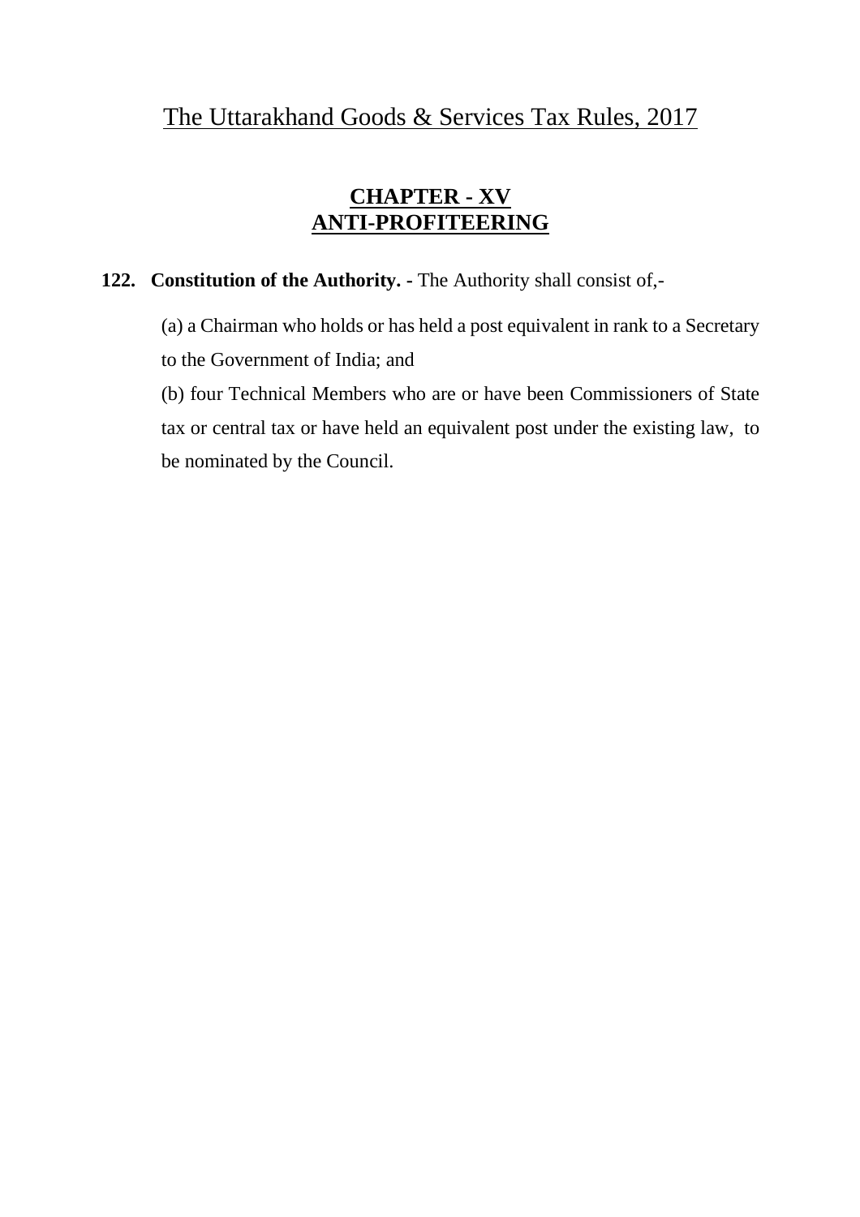# The Uttarakhand Goods & Services Tax Rules, 2017

## CHAPTER - XV
## ANTI-PROFITEERING

**122. Constitution of the Authority.** - The Authority shall consist of,-

(a) a Chairman who holds or has held a post equivalent in rank to a Secretary to the Government of India; and

(b) four Technical Members who are or have been Commissioners of State tax or central tax or have held an equivalent post under the existing law, to be nominated by the Council.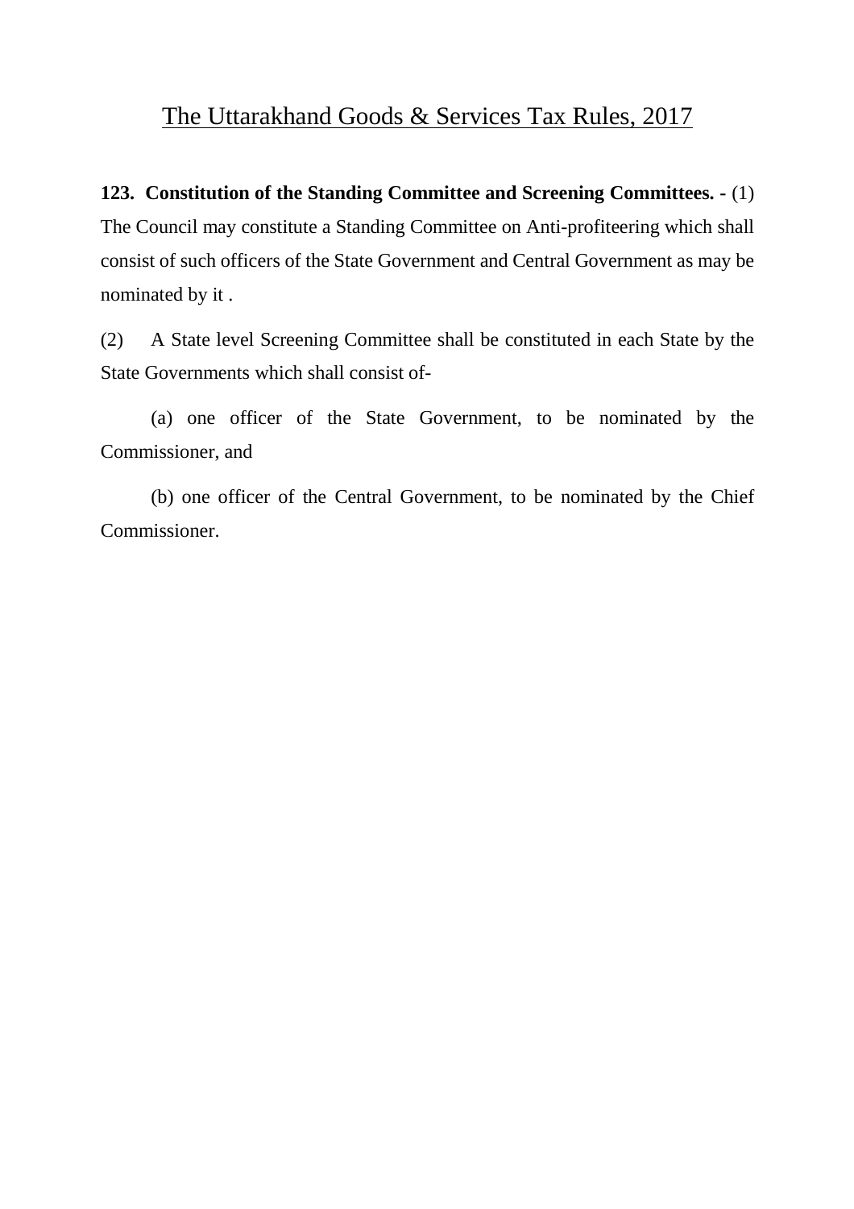# The Uttarakhand Goods & Services Tax Rules, 2017

**123. Constitution of the Standing Committee and Screening Committees. -** (1) The Council may constitute a Standing Committee on Anti-profiteering which shall consist of such officers of the State Government and Central Government as may be nominated by it .

(2) A State level Screening Committee shall be constituted in each State by the State Governments which shall consist of-

(a) one officer of the State Government, to be nominated by the Commissioner, and

(b) one officer of the Central Government, to be nominated by the Chief Commissioner.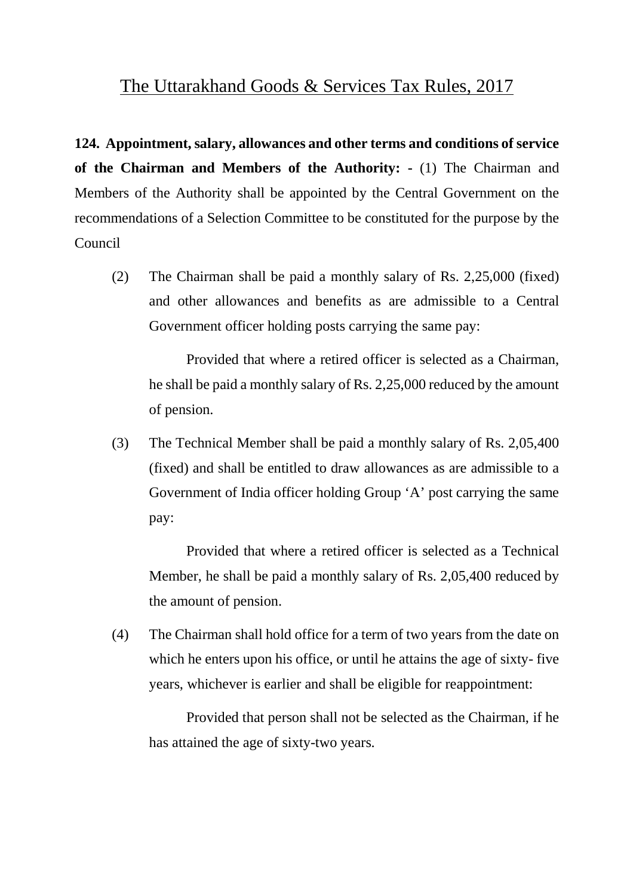# The Uttarakhand Goods & Services Tax Rules, 2017

**124. Appointment, salary, allowances and other terms and conditions of service of the Chairman and Members of the Authority: -** (1) The Chairman and Members of the Authority shall be appointed by the Central Government on the recommendations of a Selection Committee to be constituted for the purpose by the Council

(2) The Chairman shall be paid a monthly salary of Rs. 2,25,000 (fixed) and other allowances and benefits as are admissible to a Central Government officer holding posts carrying the same pay:

Provided that where a retired officer is selected as a Chairman, he shall be paid a monthly salary of Rs. 2,25,000 reduced by the amount of pension.

(3) The Technical Member shall be paid a monthly salary of Rs. 2,05,400 (fixed) and shall be entitled to draw allowances as are admissible to a Government of India officer holding Group 'A' post carrying the same pay:

Provided that where a retired officer is selected as a Technical Member, he shall be paid a monthly salary of Rs. 2,05,400 reduced by the amount of pension.

(4) The Chairman shall hold office for a term of two years from the date on which he enters upon his office, or until he attains the age of sixty- five years, whichever is earlier and shall be eligible for reappointment:

Provided that person shall not be selected as the Chairman, if he has attained the age of sixty-two years.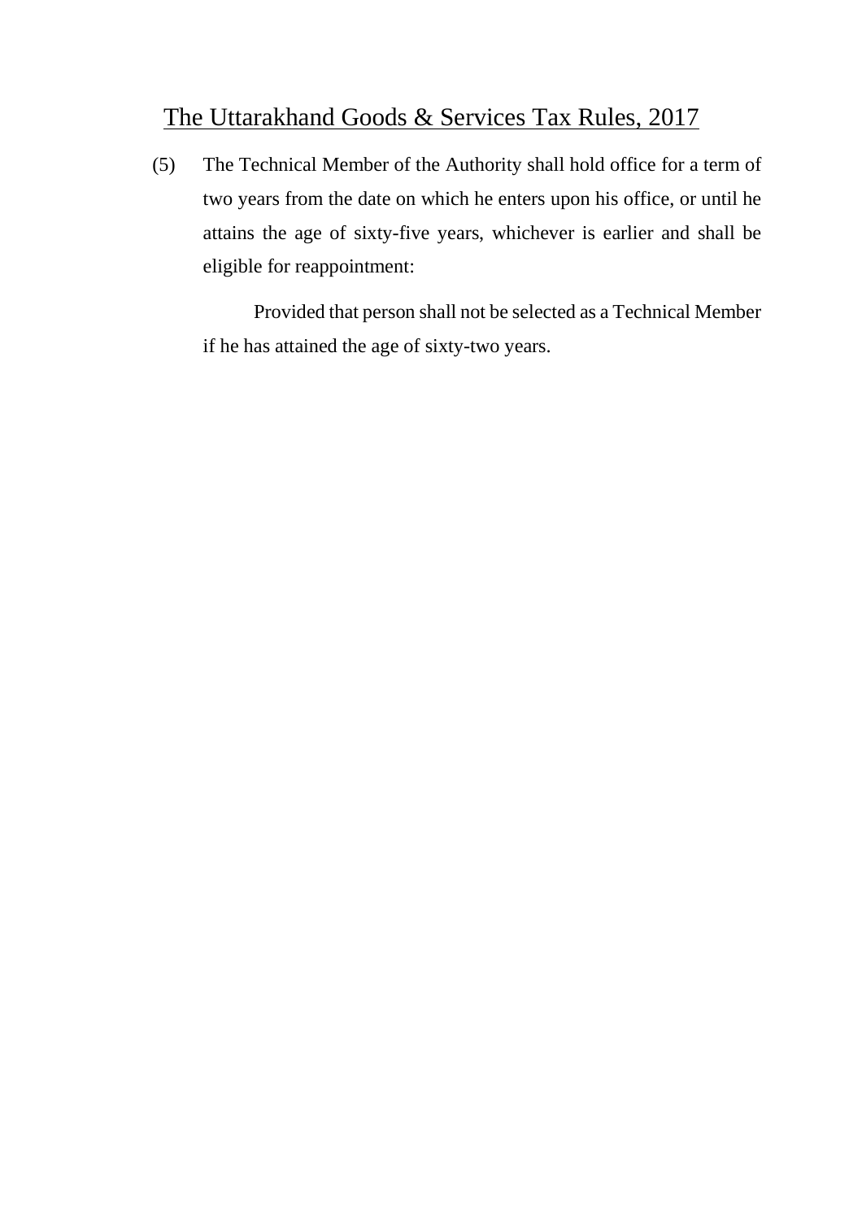(5) The Technical Member of the Authority shall hold office for a term of two years from the date on which he enters upon his office, or until he attains the age of sixty-five years, whichever is earlier and shall be eligible for reappointment:

Provided that person shall not be selected as a Technical Member if he has attained the age of sixty-two years.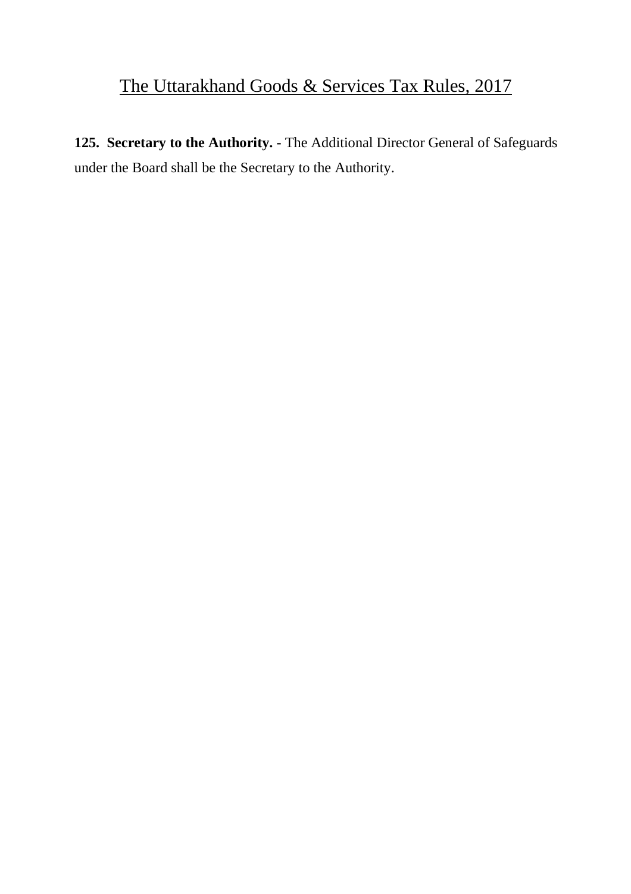# The Uttarakhand Goods & Services Tax Rules, 2017

**125. Secretary to the Authority. -** The Additional Director General of Safeguards under the Board shall be the Secretary to the Authority.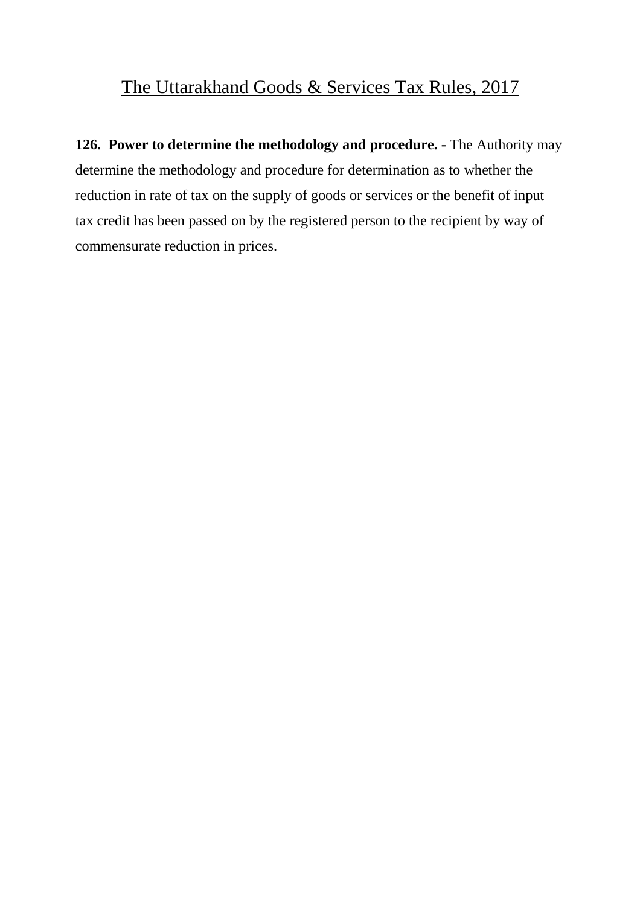# The Uttarakhand Goods & Services Tax Rules, 2017

**126. Power to determine the methodology and procedure. -** The Authority may determine the methodology and procedure for determination as to whether the reduction in rate of tax on the supply of goods or services or the benefit of input tax credit has been passed on by the registered person to the recipient by way of commensurate reduction in prices.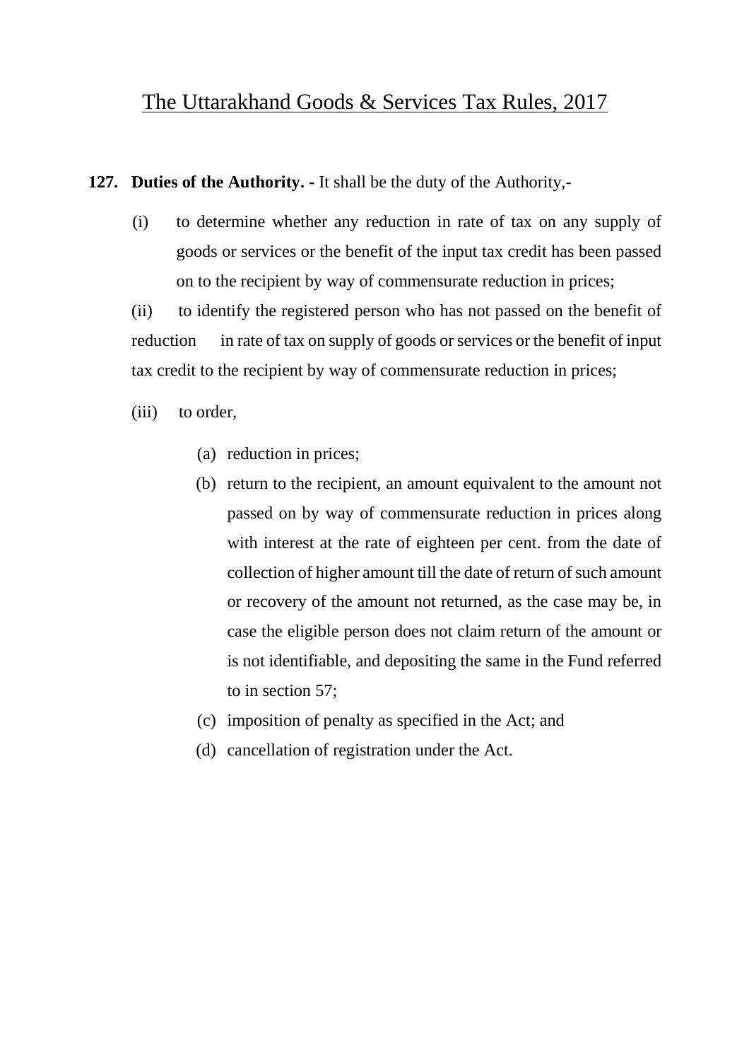The Uttarakhand Goods & Services Tax Rules, 2017

**127. Duties of the Authority. -** It shall be the duty of the Authority,-

(i) to determine whether any reduction in rate of tax on any supply of goods or services or the benefit of the input tax credit has been passed on to the recipient by way of commensurate reduction in prices;

(ii) to identify the registered person who has not passed on the benefit of reduction in rate of tax on supply of goods or services or the benefit of input tax credit to the recipient by way of commensurate reduction in prices;

(iii) to order,

(a) reduction in prices;

(b) return to the recipient, an amount equivalent to the amount not passed on by way of commensurate reduction in prices along with interest at the rate of eighteen per cent. from the date of collection of higher amount till the date of return of such amount or recovery of the amount not returned, as the case may be, in case the eligible person does not claim return of the amount or is not identifiable, and depositing the same in the Fund referred to in section 57;

(c) imposition of penalty as specified in the Act; and

(d) cancellation of registration under the Act.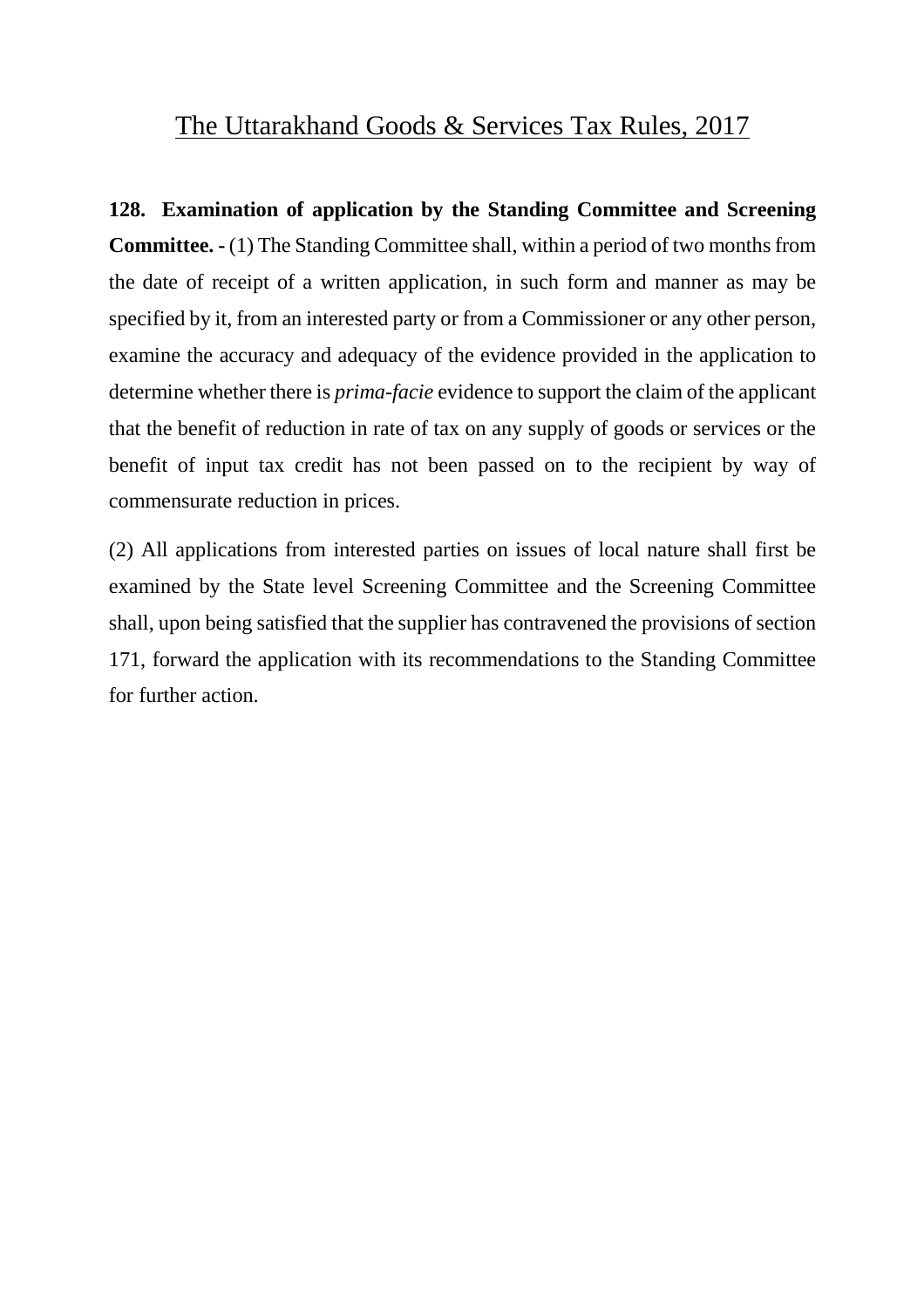The Uttarakhand Goods & Services Tax Rules, 2017

**128. Examination of application by the Standing Committee and Screening Committee. -** (1) The Standing Committee shall, within a period of two months from the date of receipt of a written application, in such form and manner as may be specified by it, from an interested party or from a Commissioner or any other person, examine the accuracy and adequacy of the evidence provided in the application to determine whether there is *prima-facie* evidence to support the claim of the applicant that the benefit of reduction in rate of tax on any supply of goods or services or the benefit of input tax credit has not been passed on to the recipient by way of commensurate reduction in prices.

(2) All applications from interested parties on issues of local nature shall first be examined by the State level Screening Committee and the Screening Committee shall, upon being satisfied that the supplier has contravened the provisions of section 171, forward the application with its recommendations to the Standing Committee for further action.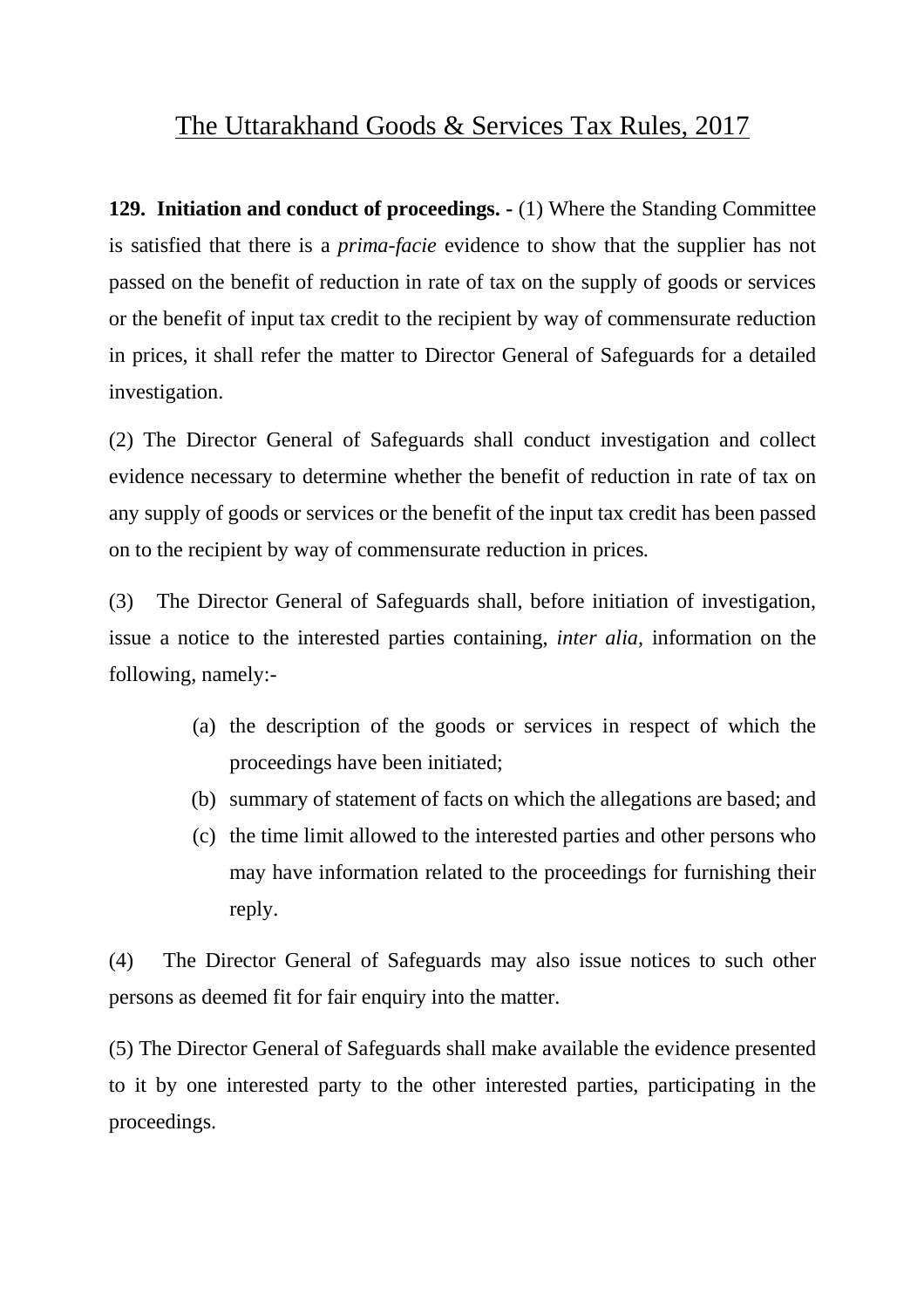# The Uttarakhand Goods & Services Tax Rules, 2017

**129. Initiation and conduct of proceedings. -** (1) Where the Standing Committee is satisfied that there is a *prima-facie* evidence to show that the supplier has not passed on the benefit of reduction in rate of tax on the supply of goods or services or the benefit of input tax credit to the recipient by way of commensurate reduction in prices, it shall refer the matter to Director General of Safeguards for a detailed investigation.

(2) The Director General of Safeguards shall conduct investigation and collect evidence necessary to determine whether the benefit of reduction in rate of tax on any supply of goods or services or the benefit of the input tax credit has been passed on to the recipient by way of commensurate reduction in prices.

(3) The Director General of Safeguards shall, before initiation of investigation, issue a notice to the interested parties containing, *inter alia*, information on the following, namely:-

(a) the description of the goods or services in respect of which the proceedings have been initiated;

(b) summary of statement of facts on which the allegations are based; and

(c) the time limit allowed to the interested parties and other persons who may have information related to the proceedings for furnishing their reply.

(4) The Director General of Safeguards may also issue notices to such other persons as deemed fit for fair enquiry into the matter.

(5) The Director General of Safeguards shall make available the evidence presented to it by one interested party to the other interested parties, participating in the proceedings.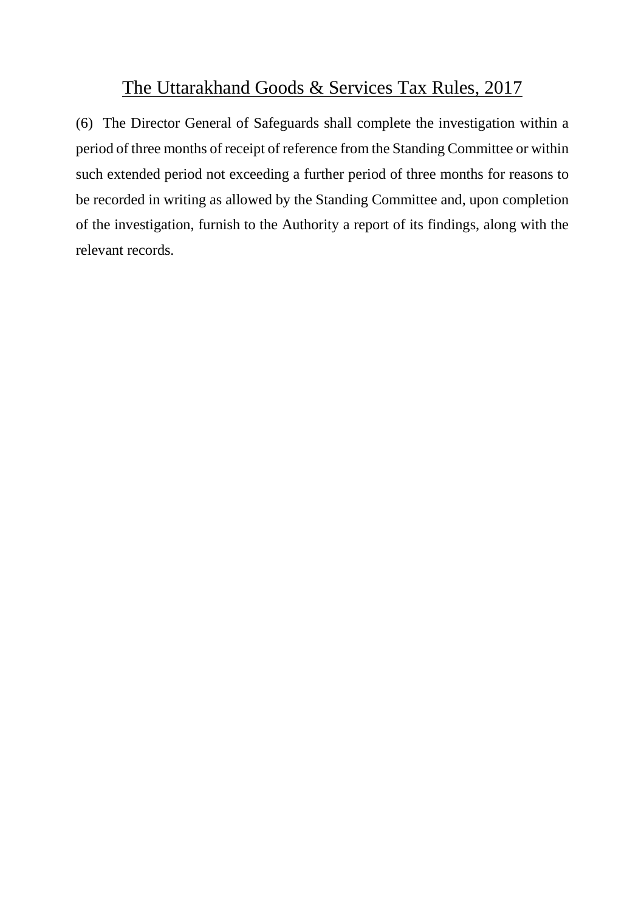(6) The Director General of Safeguards shall complete the investigation within a period of three months of receipt of reference from the Standing Committee or within such extended period not exceeding a further period of three months for reasons to be recorded in writing as allowed by the Standing Committee and, upon completion of the investigation, furnish to the Authority a report of its findings, along with the relevant records.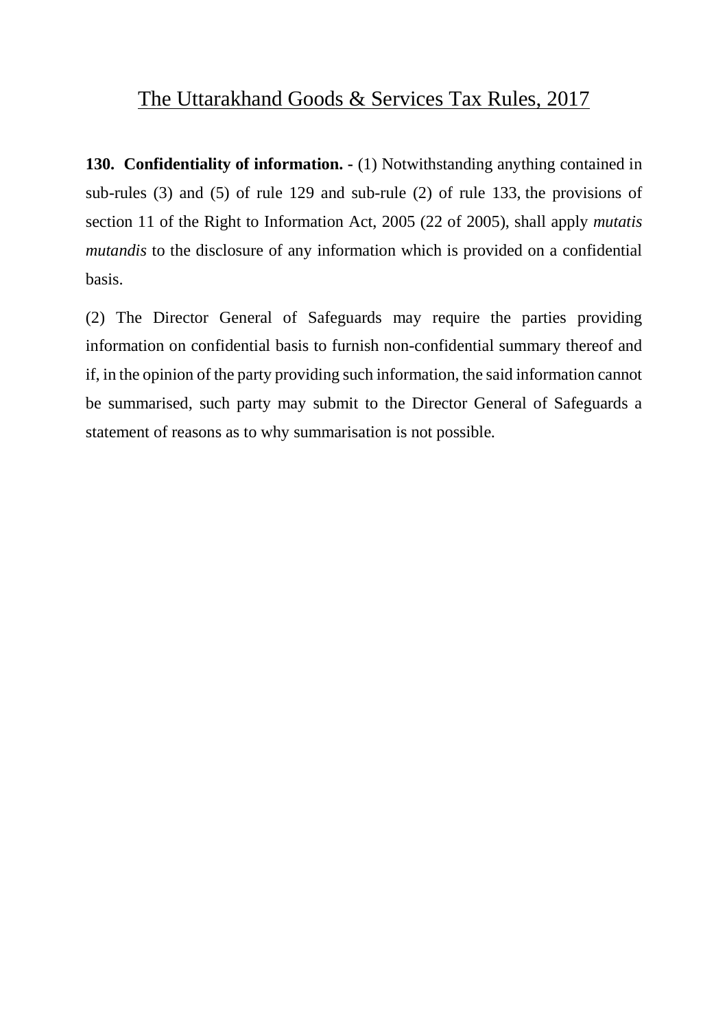# The Uttarakhand Goods & Services Tax Rules, 2017

**130. Confidentiality of information. -** (1) Notwithstanding anything contained in sub-rules (3) and (5) of rule 129 and sub-rule (2) of rule 133, the provisions of section 11 of the Right to Information Act, 2005 (22 of 2005), shall apply *mutatis mutandis* to the disclosure of any information which is provided on a confidential basis.

(2) The Director General of Safeguards may require the parties providing information on confidential basis to furnish non-confidential summary thereof and if, in the opinion of the party providing such information, the said information cannot be summarised, such party may submit to the Director General of Safeguards a statement of reasons as to why summarisation is not possible.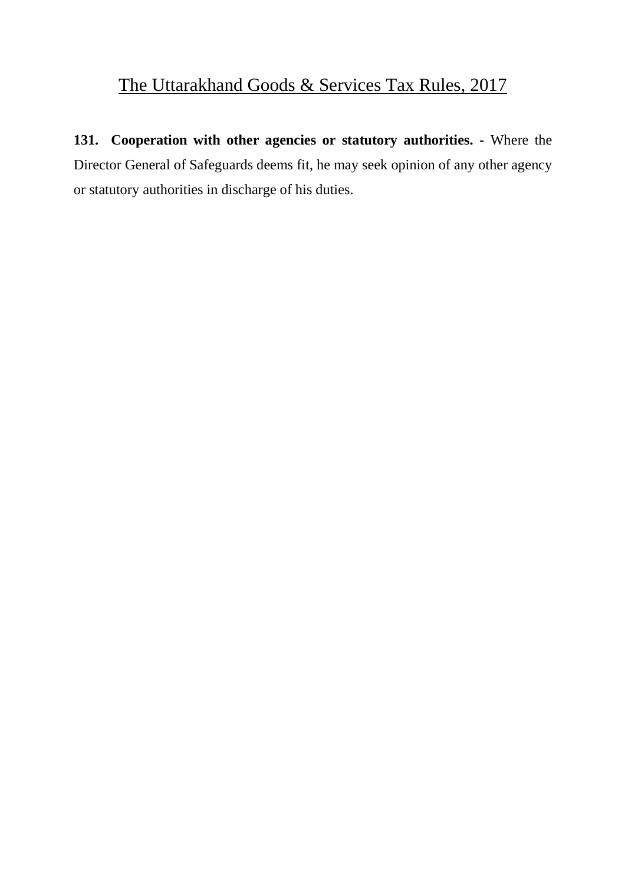**131. Cooperation with other agencies or statutory authorities. -** Where the Director General of Safeguards deems fit, he may seek opinion of any other agency or statutory authorities in discharge of his duties.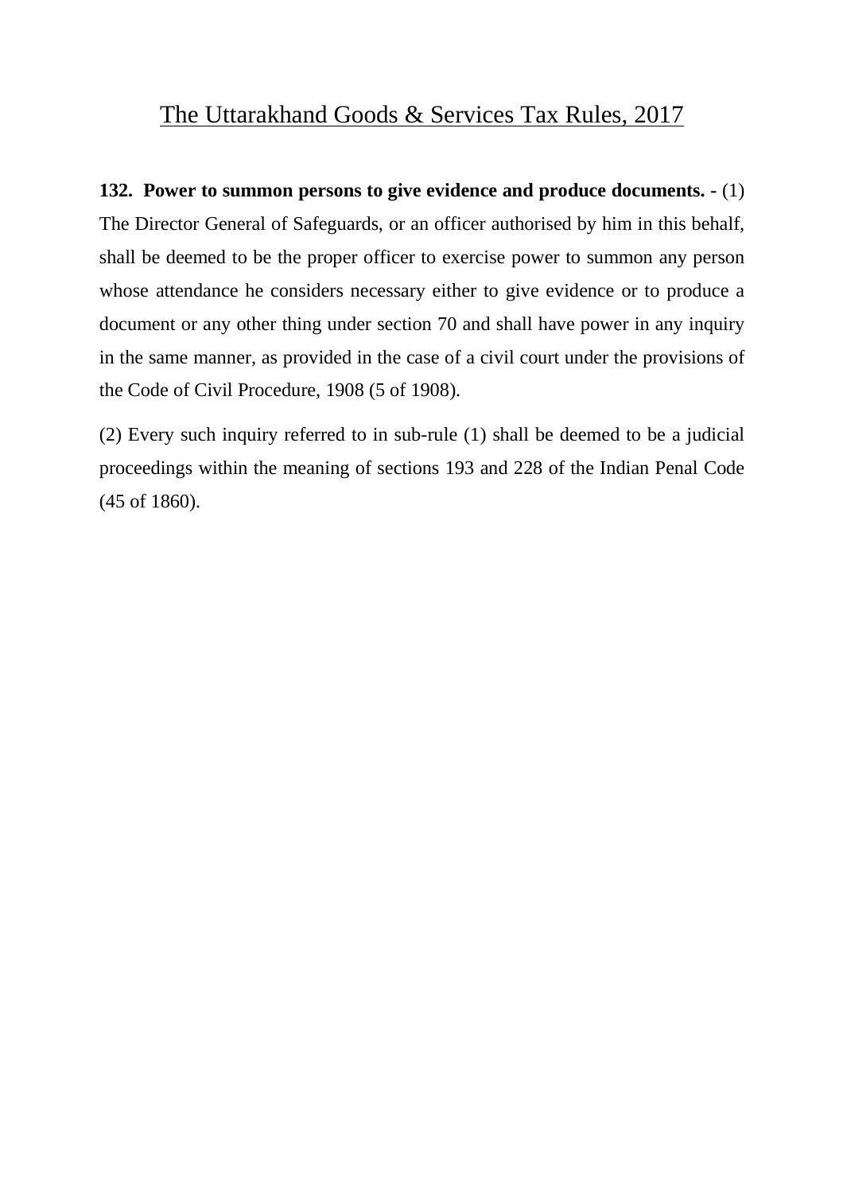# The Uttarakhand Goods & Services Tax Rules, 2017

**132. Power to summon persons to give evidence and produce documents. -** (1) The Director General of Safeguards, or an officer authorised by him in this behalf, shall be deemed to be the proper officer to exercise power to summon any person whose attendance he considers necessary either to give evidence or to produce a document or any other thing under section 70 and shall have power in any inquiry in the same manner, as provided in the case of a civil court under the provisions of the Code of Civil Procedure, 1908 (5 of 1908).

(2) Every such inquiry referred to in sub-rule (1) shall be deemed to be a judicial proceedings within the meaning of sections 193 and 228 of the Indian Penal Code (45 of 1860).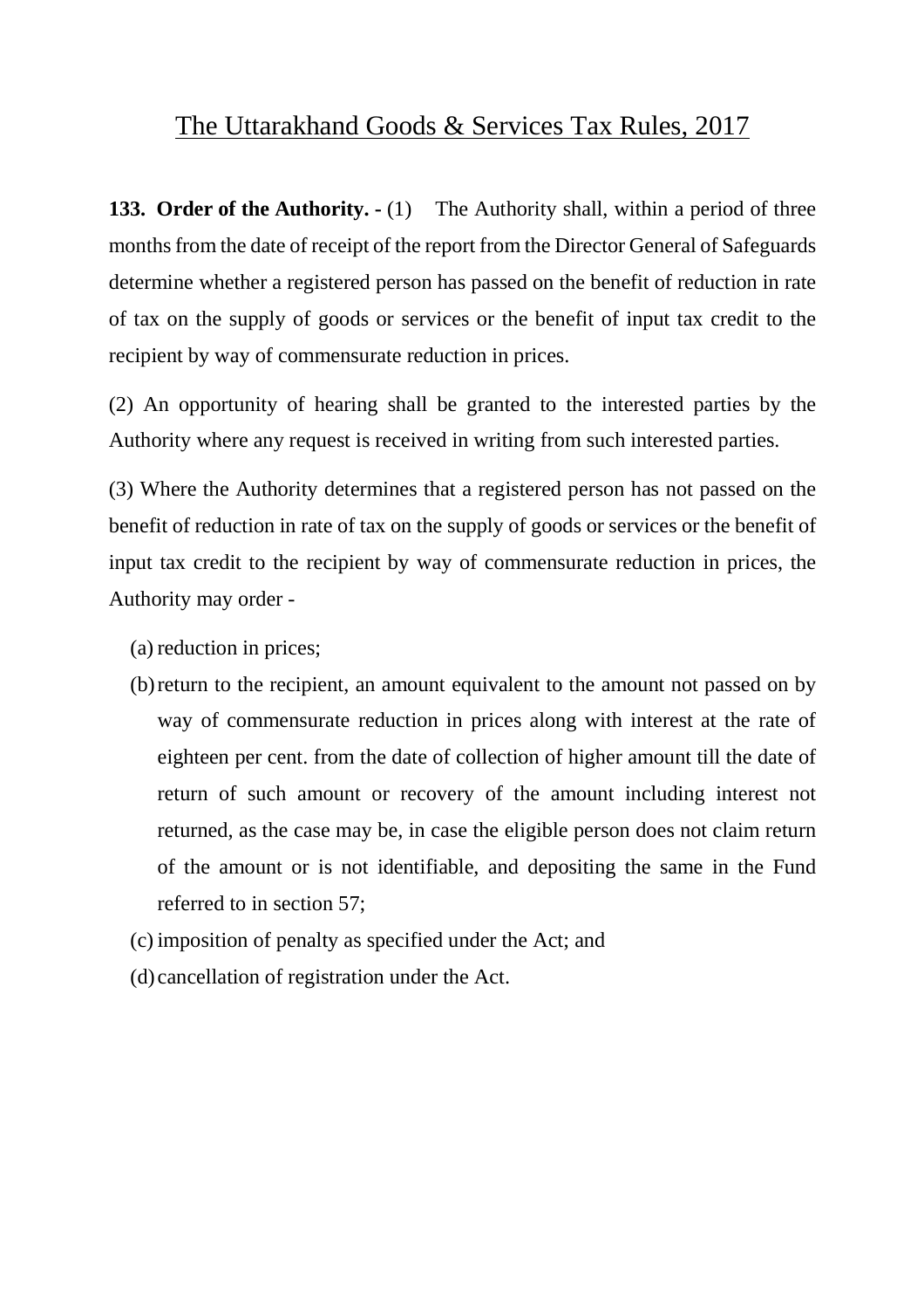## The Uttarakhand Goods & Services Tax Rules, 2017

**133. Order of the Authority. -** (1) The Authority shall, within a period of three months from the date of receipt of the report from the Director General of Safeguards determine whether a registered person has passed on the benefit of reduction in rate of tax on the supply of goods or services or the benefit of input tax credit to the recipient by way of commensurate reduction in prices.

(2) An opportunity of hearing shall be granted to the interested parties by the Authority where any request is received in writing from such interested parties.

(3) Where the Authority determines that a registered person has not passed on the benefit of reduction in rate of tax on the supply of goods or services or the benefit of input tax credit to the recipient by way of commensurate reduction in prices, the Authority may order -

(a) reduction in prices;

(b) return to the recipient, an amount equivalent to the amount not passed on by way of commensurate reduction in prices along with interest at the rate of eighteen per cent. from the date of collection of higher amount till the date of return of such amount or recovery of the amount including interest not returned, as the case may be, in case the eligible person does not claim return of the amount or is not identifiable, and depositing the same in the Fund referred to in section 57;

(c) imposition of penalty as specified under the Act; and

(d) cancellation of registration under the Act.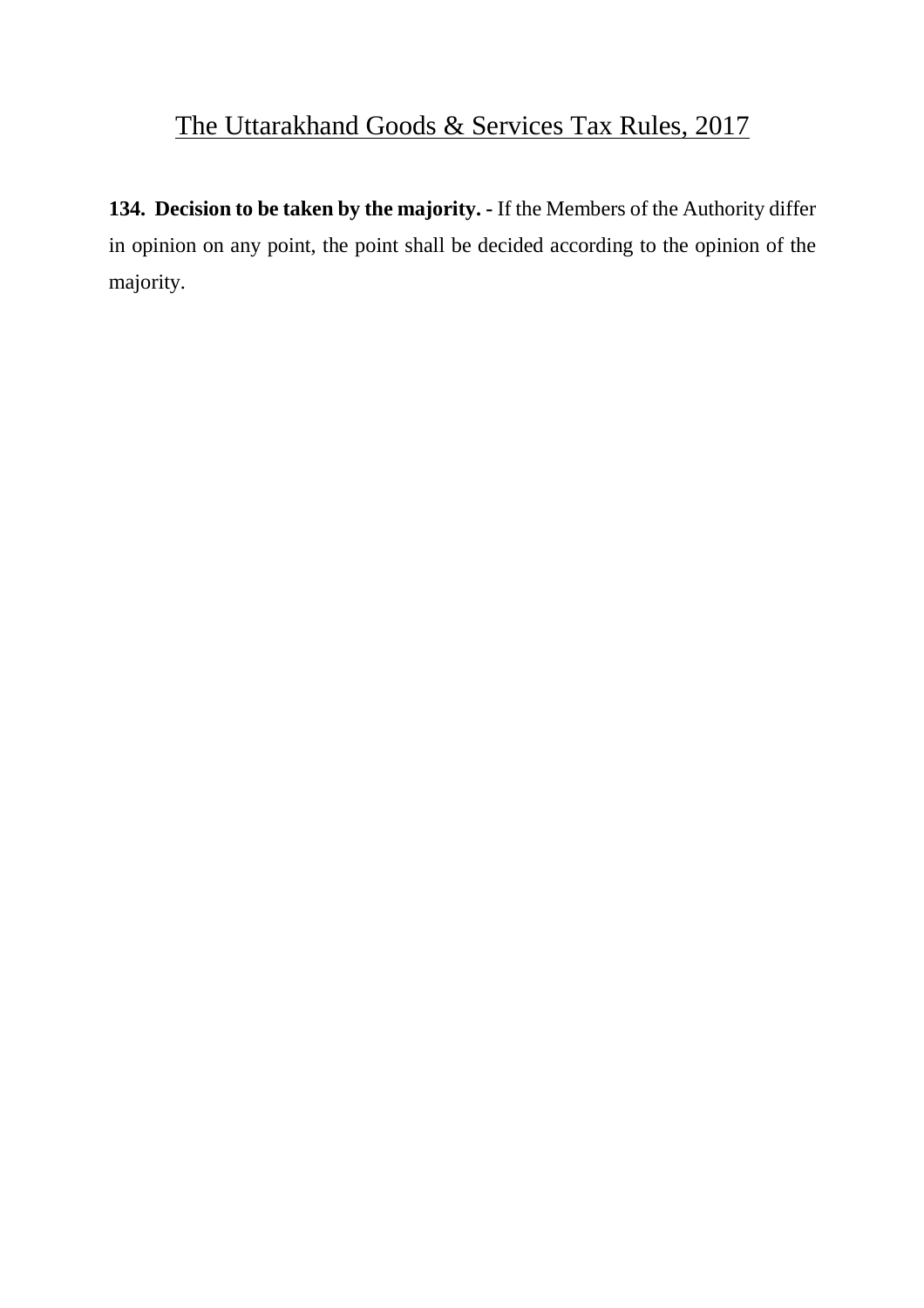The Uttarakhand Goods & Services Tax Rules, 2017

**134. Decision to be taken by the majority. -** If the Members of the Authority differ in opinion on any point, the point shall be decided according to the opinion of the majority.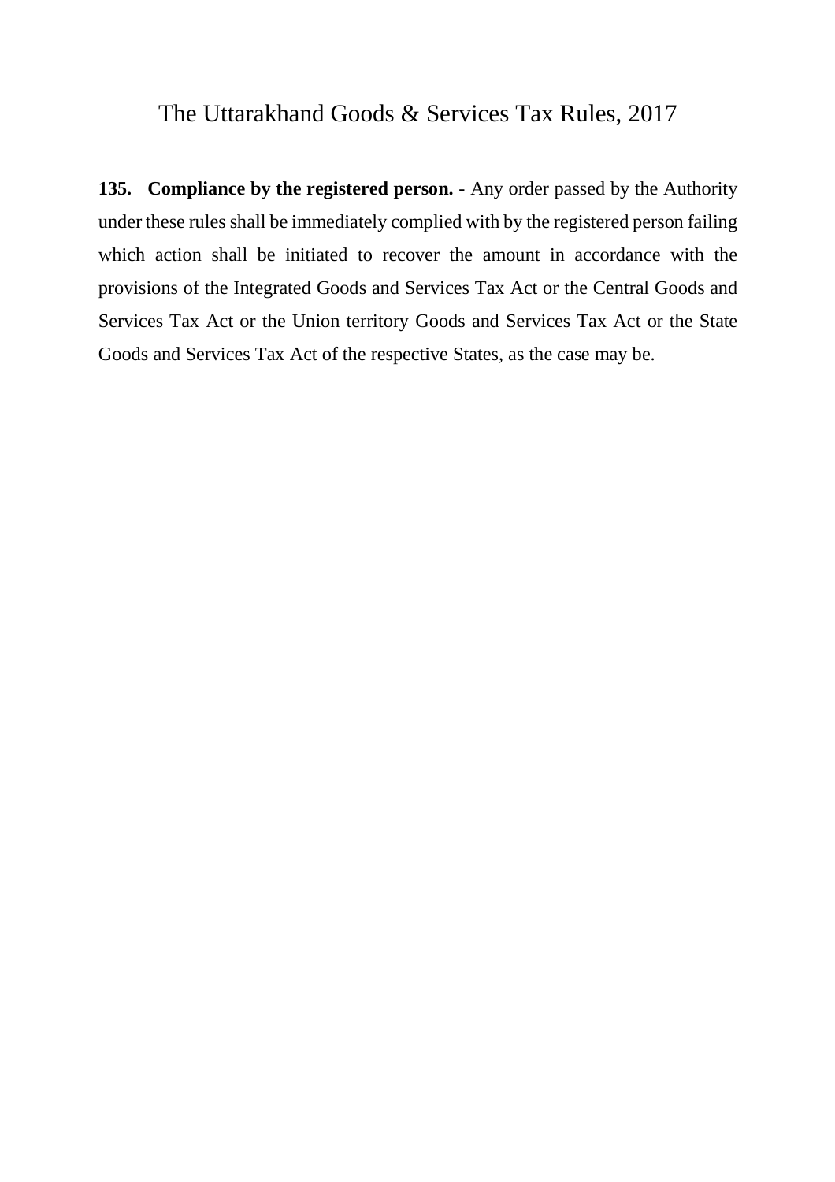## The Uttarakhand Goods & Services Tax Rules, 2017

**135. Compliance by the registered person. -** Any order passed by the Authority under these rules shall be immediately complied with by the registered person failing which action shall be initiated to recover the amount in accordance with the provisions of the Integrated Goods and Services Tax Act or the Central Goods and Services Tax Act or the Union territory Goods and Services Tax Act or the State Goods and Services Tax Act of the respective States, as the case may be.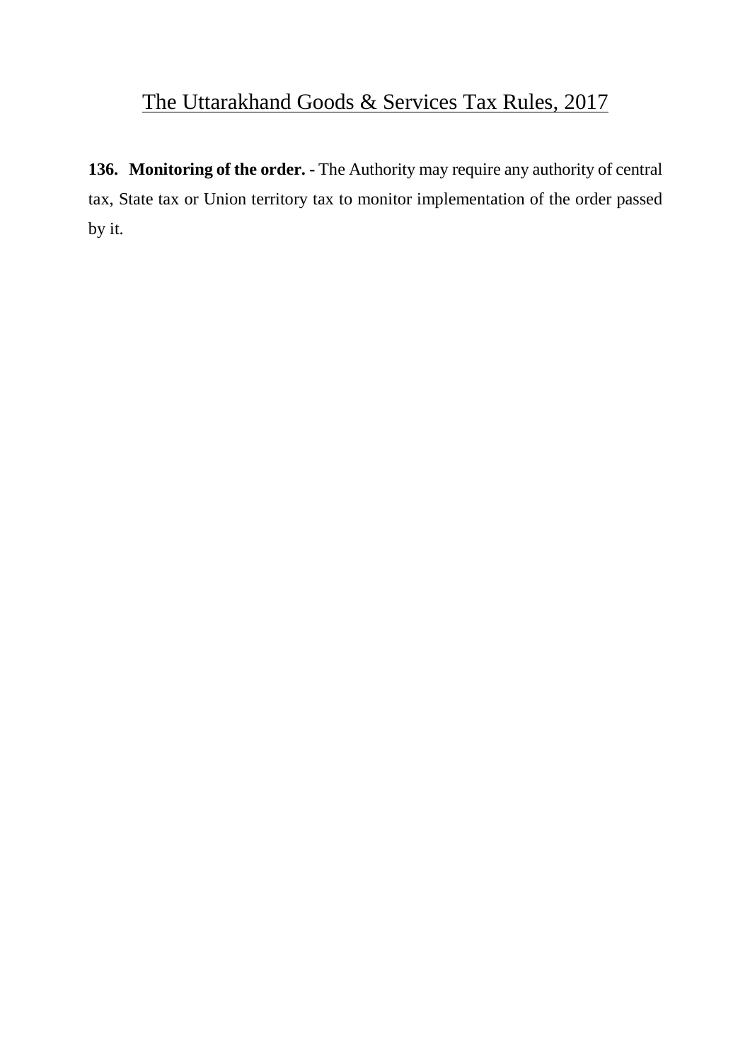# The Uttarakhand Goods & Services Tax Rules, 2017

**136. Monitoring of the order. -** The Authority may require any authority of central tax, State tax or Union territory tax to monitor implementation of the order passed by it.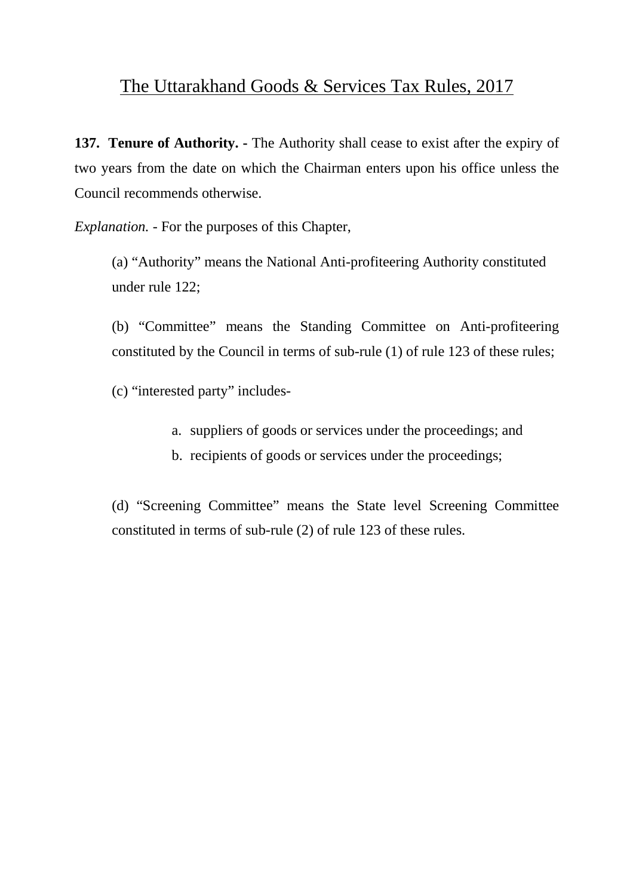# The Uttarakhand Goods & Services Tax Rules, 2017

**137. Tenure of Authority. -** The Authority shall cease to exist after the expiry of two years from the date on which the Chairman enters upon his office unless the Council recommends otherwise.

*Explanation.* - For the purposes of this Chapter,

(a) "Authority" means the National Anti-profiteering Authority constituted under rule 122;

(b) "Committee" means the Standing Committee on Anti-profiteering constituted by the Council in terms of sub-rule (1) of rule 123 of these rules;

(c) "interested party" includes-

a. suppliers of goods or services under the proceedings; and
b. recipients of goods or services under the proceedings;

(d) "Screening Committee" means the State level Screening Committee constituted in terms of sub-rule (2) of rule 123 of these rules.